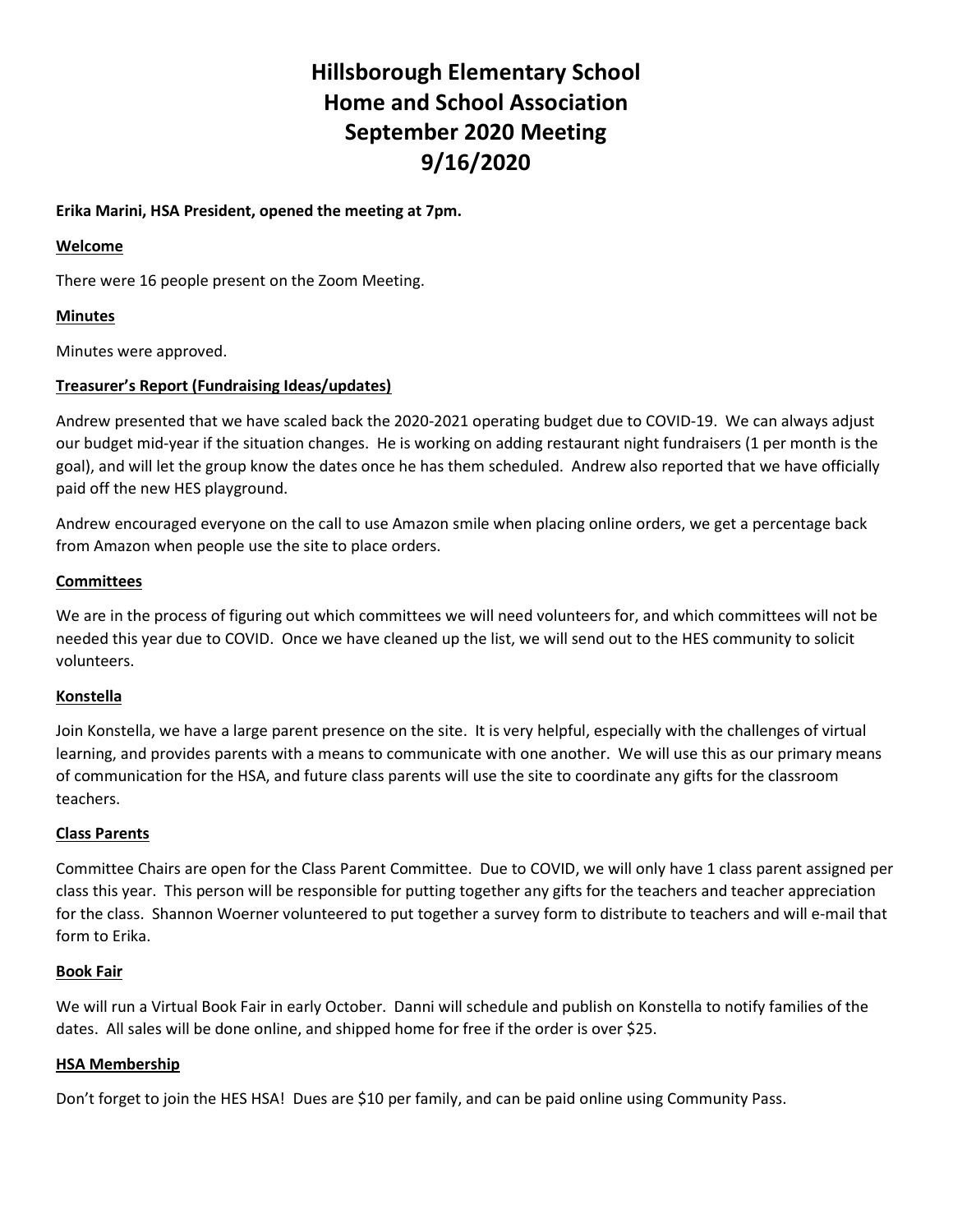# Hillsborough Elementary School
# Home and School Association
# September 2020 Meeting
# 9/16/2020

**Erika Marini, HSA President, opened the meeting at 7pm.**

## Welcome

There were 16 people present on the Zoom Meeting.

## Minutes

Minutes were approved.

## Treasurer's Report (Fundraising Ideas/updates)

Andrew presented that we have scaled back the 2020-2021 operating budget due to COVID-19. We can always adjust our budget mid-year if the situation changes. He is working on adding restaurant night fundraisers (1 per month is the goal), and will let the group know the dates once he has them scheduled. Andrew also reported that we have officially paid off the new HES playground.

Andrew encouraged everyone on the call to use Amazon smile when placing online orders, we get a percentage back from Amazon when people use the site to place orders.

## Committees

We are in the process of figuring out which committees we will need volunteers for, and which committees will not be needed this year due to COVID. Once we have cleaned up the list, we will send out to the HES community to solicit volunteers.

## Konstella

Join Konstella, we have a large parent presence on the site. It is very helpful, especially with the challenges of virtual learning, and provides parents with a means to communicate with one another. We will use this as our primary means of communication for the HSA, and future class parents will use the site to coordinate any gifts for the classroom teachers.

## Class Parents

Committee Chairs are open for the Class Parent Committee. Due to COVID, we will only have 1 class parent assigned per class this year. This person will be responsible for putting together any gifts for the teachers and teacher appreciation for the class. Shannon Woerner volunteered to put together a survey form to distribute to teachers and will e-mail that form to Erika.

## Book Fair

We will run a Virtual Book Fair in early October. Danni will schedule and publish on Konstella to notify families of the dates. All sales will be done online, and shipped home for free if the order is over $25.

## HSA Membership

Don't forget to join the HES HSA! Dues are $10 per family, and can be paid online using Community Pass.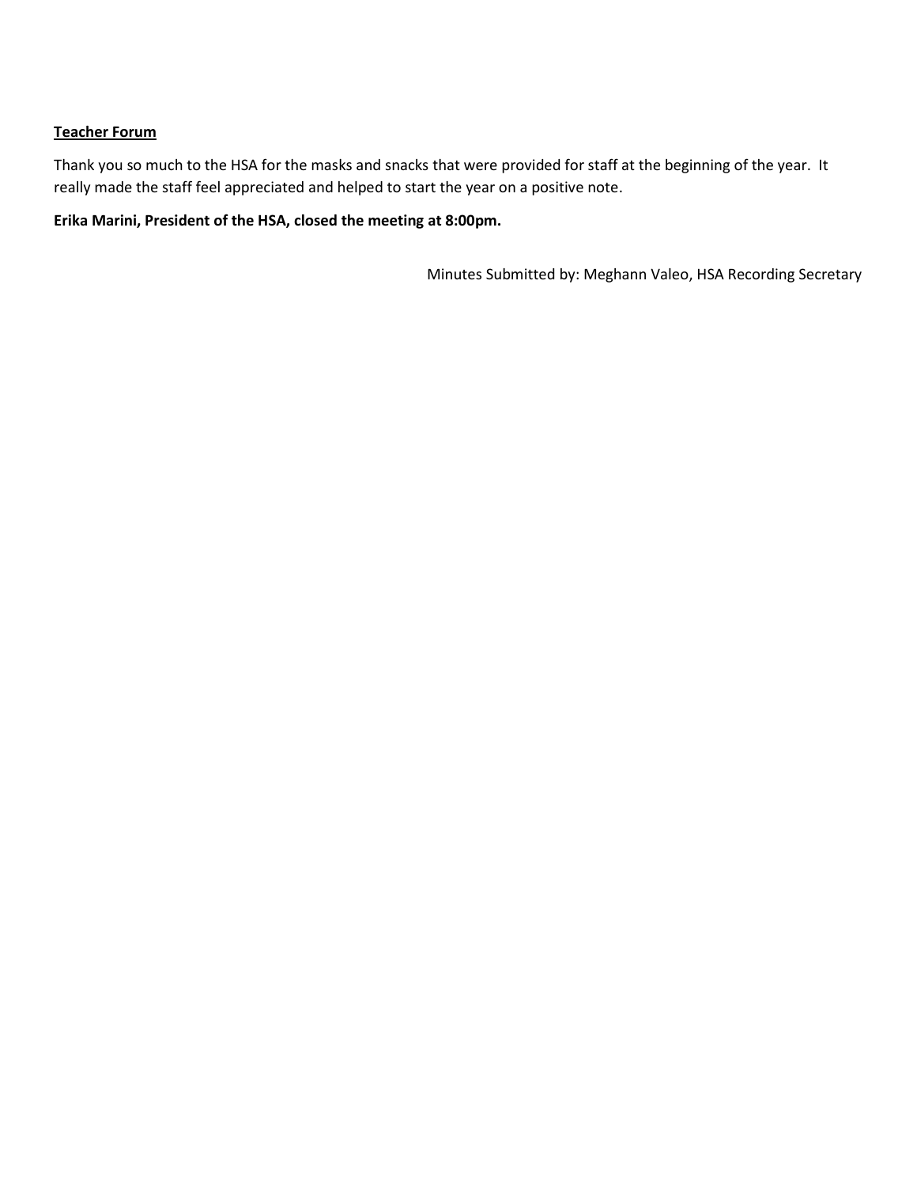**Teacher Forum**

Thank you so much to the HSA for the masks and snacks that were provided for staff at the beginning of the year. It really made the staff feel appreciated and helped to start the year on a positive note.

**Erika Marini, President of the HSA, closed the meeting at 8:00pm.**

Minutes Submitted by: Meghann Valeo, HSA Recording Secretary